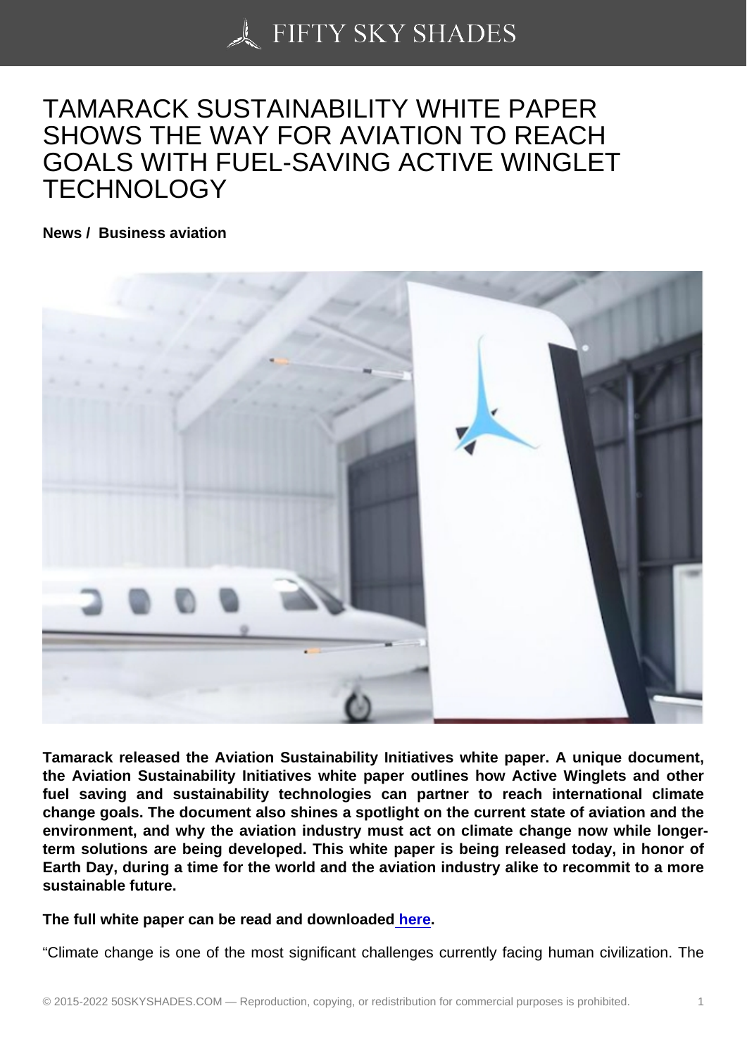# TAMARACK SUSTAINABILITY WHITE PAPER SHOWS THE WAY FOR AVIATION TO REACH GOALS WITH FUEL-SAVING ACTIVE WINGLET TECHNOLOGY

**News / Business aviation**

**Tamarack released the Aviation Sustainability Initiatives white paper. A unique document, the Aviation Sustainability Initiatives white paper outlines how Active Winglets and other fuel saving and sustainability technologies can partner to reach international climate change goals. The document also shines a spotlight on the current state of aviation and the environment, and why the aviation industry must act on climate change now while longer-term solutions are being developed. This white paper is being released today, in honor of Earth Day, during a time for the world and the aviation industry alike to recommit to a more sustainable future.**

**The full white paper can be read and downloaded here.**

“Climate change is one of the most significant challenges currently facing human civilization. The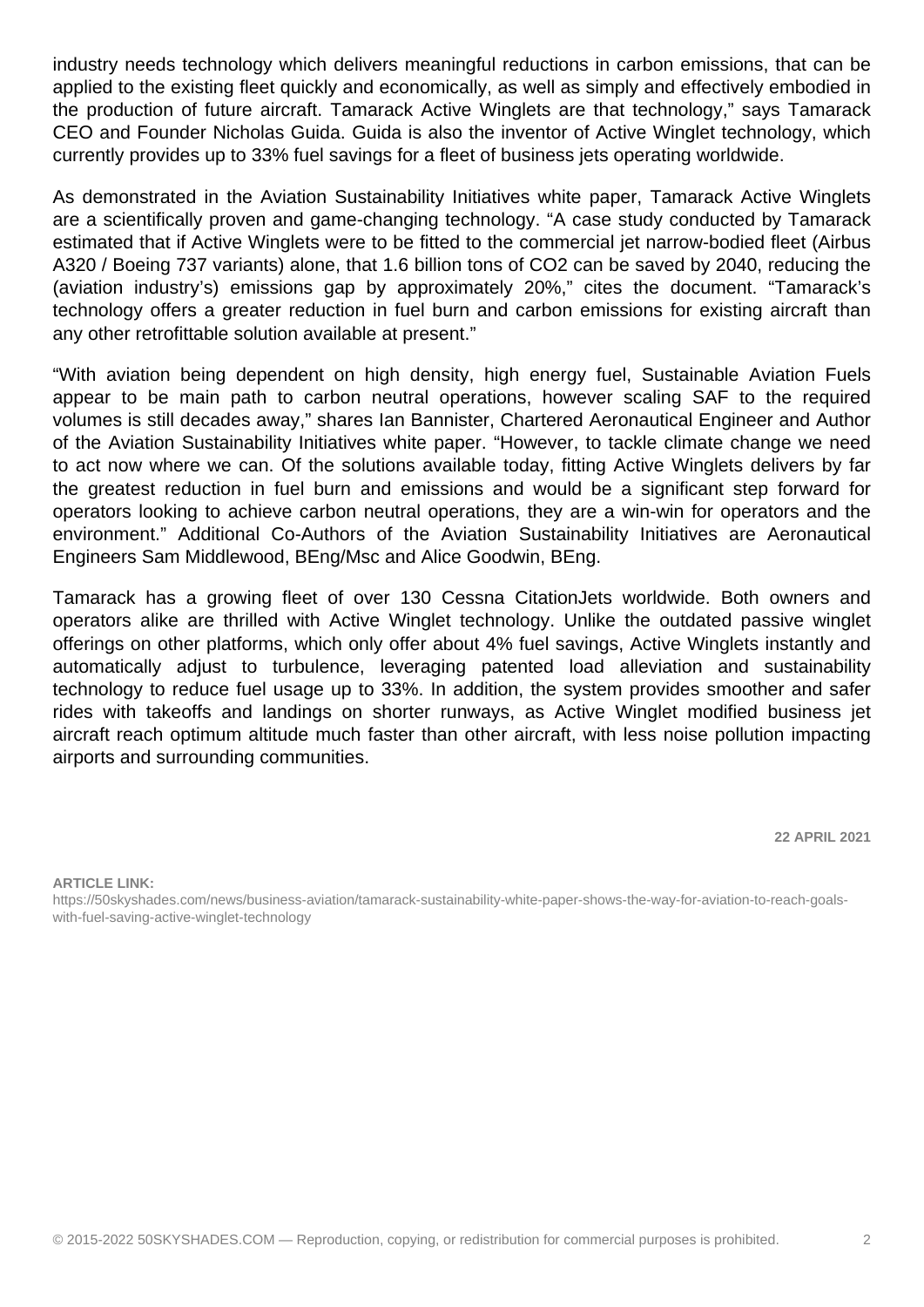industry needs technology which delivers meaningful reductions in carbon emissions, that can be applied to the existing fleet quickly and economically, as well as simply and effectively embodied in the production of future aircraft. Tamarack Active Winglets are that technology," says Tamarack CEO and Founder Nicholas Guida. Guida is also the inventor of Active Winglet technology, which currently provides up to 33% fuel savings for a fleet of business jets operating worldwide.

As demonstrated in the Aviation Sustainability Initiatives white paper, Tamarack Active Winglets are a scientifically proven and game-changing technology. "A case study conducted by Tamarack estimated that if Active Winglets were to be fitted to the commercial jet narrow-bodied fleet (Airbus A320 / Boeing 737 variants) alone, that 1.6 billion tons of $CO_2$ can be saved by 2040, reducing the (aviation industry's) emissions gap by approximately 20%," cites the document. "Tamarack's technology offers a greater reduction in fuel burn and carbon emissions for existing aircraft than any other retrofittable solution available at present."

"With aviation being dependent on high density, high energy fuel, Sustainable Aviation Fuels appear to be main path to carbon neutral operations, however scaling SAF to the required volumes is still decades away," shares Ian Bannister, Chartered Aeronautical Engineer and Author of the Aviation Sustainability Initiatives white paper. "However, to tackle climate change we need to act now where we can. Of the solutions available today, fitting Active Winglets delivers by far the greatest reduction in fuel burn and emissions and would be a significant step forward for operators looking to achieve carbon neutral operations, they are a win-win for operators and the environment." Additional Co-Authors of the Aviation Sustainability Initiatives are Aeronautical Engineers Sam Middlewood, BEng/Msc and Alice Goodwin, BEng.

Tamarack has a growing fleet of over 130 Cessna CitationJets worldwide. Both owners and operators alike are thrilled with Active Winglet technology. Unlike the outdated passive winglet offerings on other platforms, which only offer about 4% fuel savings, Active Winglets instantly and automatically adjust to turbulence, leveraging patented load alleviation and sustainability technology to reduce fuel usage up to 33%. In addition, the system provides smoother and safer rides with takeoffs and landings on shorter runways, as Active Winglet modified business jet aircraft reach optimum altitude much faster than other aircraft, with less noise pollution impacting airports and surrounding communities.

**22 APRIL 2021**

**ARTICLE LINK:**
https://50skyshades.com/news/business-aviation/tamarack-sustainability-white-paper-shows-the-way-for-aviation-to-reach-goals-with-fuel-saving-active-winglet-technology